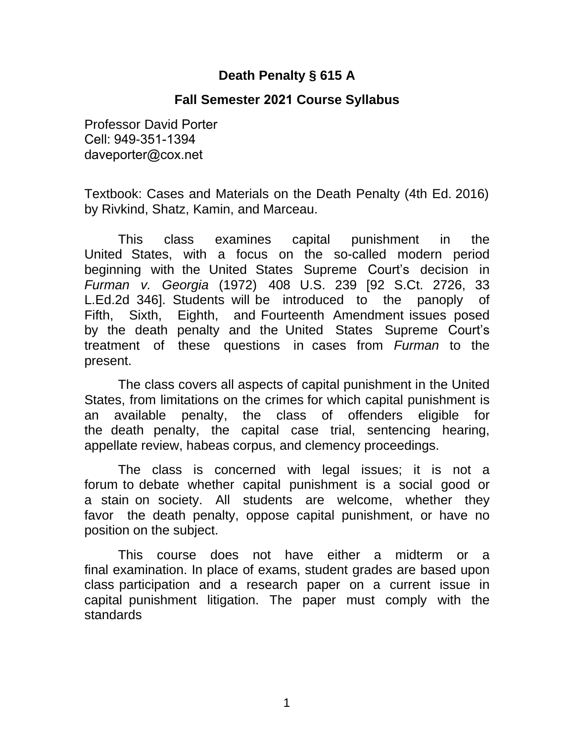# Death Penalty § 615 A

## Fall Semester 2021 Course Syllabus

Professor David Porter
Cell: 949-351-1394
daveporter@cox.net

Textbook: Cases and Materials on the Death Penalty (4th Ed. 2016) by Rivkind, Shatz, Kamin, and Marceau.

This class examines capital punishment in the United States, with a focus on the so-called modern period beginning with the United States Supreme Court's decision in *Furman v. Georgia* (1972) 408 U.S. 239 [92 S.Ct. 2726, 33 L.Ed.2d 346]. Students will be introduced to the panoply of Fifth, Sixth, Eighth, and Fourteenth Amendment issues posed by the death penalty and the United States Supreme Court's treatment of these questions in cases from *Furman* to the present.

The class covers all aspects of capital punishment in the United States, from limitations on the crimes for which capital punishment is an available penalty, the class of offenders eligible for the death penalty, the capital case trial, sentencing hearing, appellate review, habeas corpus, and clemency proceedings.

The class is concerned with legal issues; it is not a forum to debate whether capital punishment is a social good or a stain on society. All students are welcome, whether they favor the death penalty, oppose capital punishment, or have no position on the subject.

This course does not have either a midterm or a final examination. In place of exams, student grades are based upon class participation and a research paper on a current issue in capital punishment litigation. The paper must comply with the standards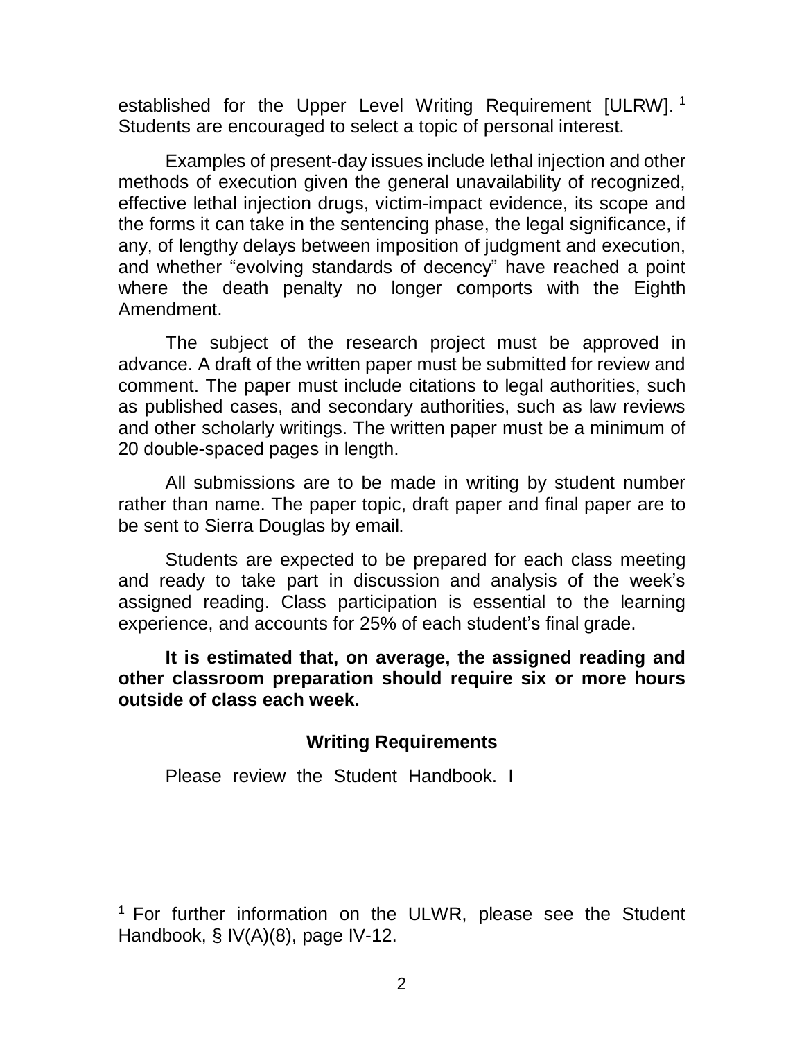established for the Upper Level Writing Requirement [ULRW].[1] Students are encouraged to select a topic of personal interest.

Examples of present-day issues include lethal injection and other methods of execution given the general unavailability of recognized, effective lethal injection drugs, victim-impact evidence, its scope and the forms it can take in the sentencing phase, the legal significance, if any, of lengthy delays between imposition of judgment and execution, and whether "evolving standards of decency" have reached a point where the death penalty no longer comports with the Eighth Amendment.

The subject of the research project must be approved in advance. A draft of the written paper must be submitted for review and comment. The paper must include citations to legal authorities, such as published cases, and secondary authorities, such as law reviews and other scholarly writings. The written paper must be a minimum of 20 double-spaced pages in length.

All submissions are to be made in writing by student number rather than name. The paper topic, draft paper and final paper are to be sent to Sierra Douglas by email.

Students are expected to be prepared for each class meeting and ready to take part in discussion and analysis of the week's assigned reading. Class participation is essential to the learning experience, and accounts for 25% of each student's final grade.

**It is estimated that, on average, the assigned reading and other classroom preparation should require six or more hours outside of class each week.**

### Writing Requirements

Please review the Student Handbook. I

---

[1] For further information on the ULWR, please see the Student Handbook, § IV(A)(8), page IV-12.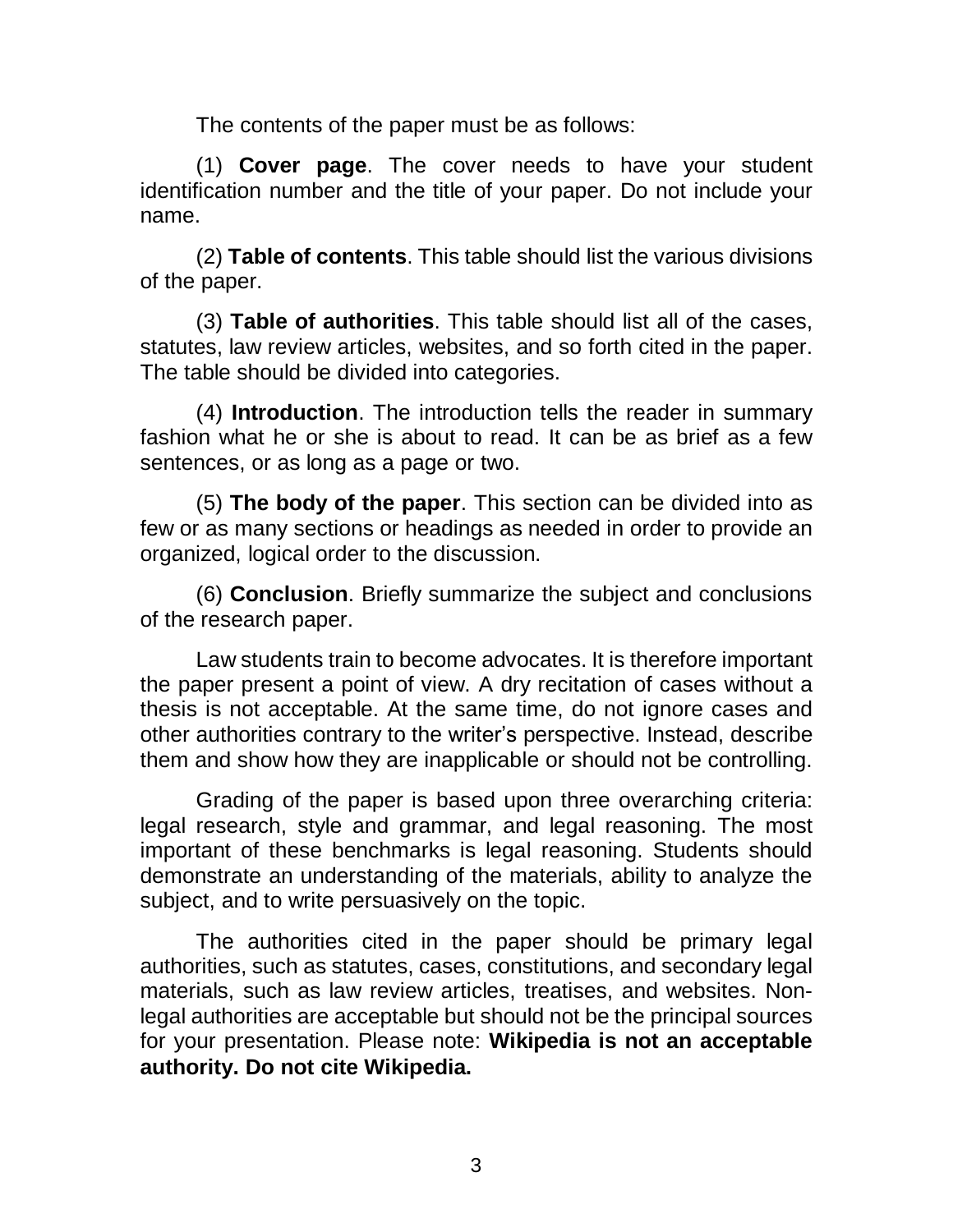The contents of the paper must be as follows:

(1) **Cover page**. The cover needs to have your student identification number and the title of your paper. Do not include your name.

(2) **Table of contents**. This table should list the various divisions of the paper.

(3) **Table of authorities**. This table should list all of the cases, statutes, law review articles, websites, and so forth cited in the paper. The table should be divided into categories.

(4) **Introduction**. The introduction tells the reader in summary fashion what he or she is about to read. It can be as brief as a few sentences, or as long as a page or two.

(5) **The body of the paper**. This section can be divided into as few or as many sections or headings as needed in order to provide an organized, logical order to the discussion.

(6) **Conclusion**. Briefly summarize the subject and conclusions of the research paper.

Law students train to become advocates. It is therefore important the paper present a point of view. A dry recitation of cases without a thesis is not acceptable. At the same time, do not ignore cases and other authorities contrary to the writer's perspective. Instead, describe them and show how they are inapplicable or should not be controlling.

Grading of the paper is based upon three overarching criteria: legal research, style and grammar, and legal reasoning. The most important of these benchmarks is legal reasoning. Students should demonstrate an understanding of the materials, ability to analyze the subject, and to write persuasively on the topic.

The authorities cited in the paper should be primary legal authorities, such as statutes, cases, constitutions, and secondary legal materials, such as law review articles, treatises, and websites. Non-legal authorities are acceptable but should not be the principal sources for your presentation. Please note: **Wikipedia is not an acceptable authority. Do not cite Wikipedia.**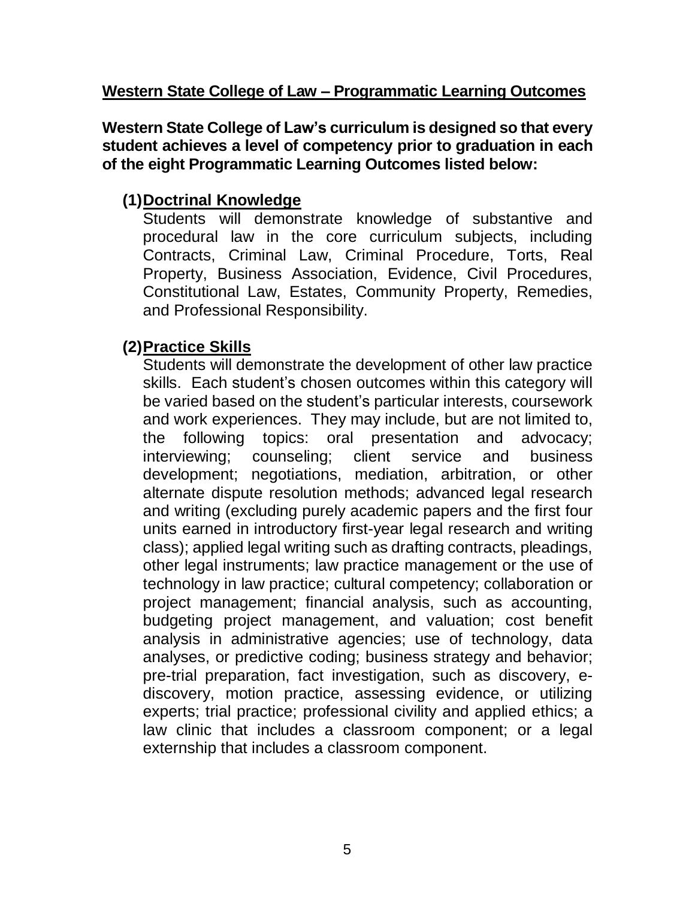## Western State College of Law – Programmatic Learning Outcomes

**Western State College of Law's curriculum is designed so that every student achieves a level of competency prior to graduation in each of the eight Programmatic Learning Outcomes listed below:**

### (1) Doctrinal Knowledge

Students will demonstrate knowledge of substantive and procedural law in the core curriculum subjects, including Contracts, Criminal Law, Criminal Procedure, Torts, Real Property, Business Association, Evidence, Civil Procedures, Constitutional Law, Estates, Community Property, Remedies, and Professional Responsibility.

### (2) Practice Skills

Students will demonstrate the development of other law practice skills. Each student's chosen outcomes within this category will be varied based on the student's particular interests, coursework and work experiences. They may include, but are not limited to, the following topics: oral presentation and advocacy; interviewing; counseling; client service and business development; negotiations, mediation, arbitration, or other alternate dispute resolution methods; advanced legal research and writing (excluding purely academic papers and the first four units earned in introductory first-year legal research and writing class); applied legal writing such as drafting contracts, pleadings, other legal instruments; law practice management or the use of technology in law practice; cultural competency; collaboration or project management; financial analysis, such as accounting, budgeting project management, and valuation; cost benefit analysis in administrative agencies; use of technology, data analyses, or predictive coding; business strategy and behavior; pre-trial preparation, fact investigation, such as discovery, e-discovery, motion practice, assessing evidence, or utilizing experts; trial practice; professional civility and applied ethics; a law clinic that includes a classroom component; or a legal externship that includes a classroom component.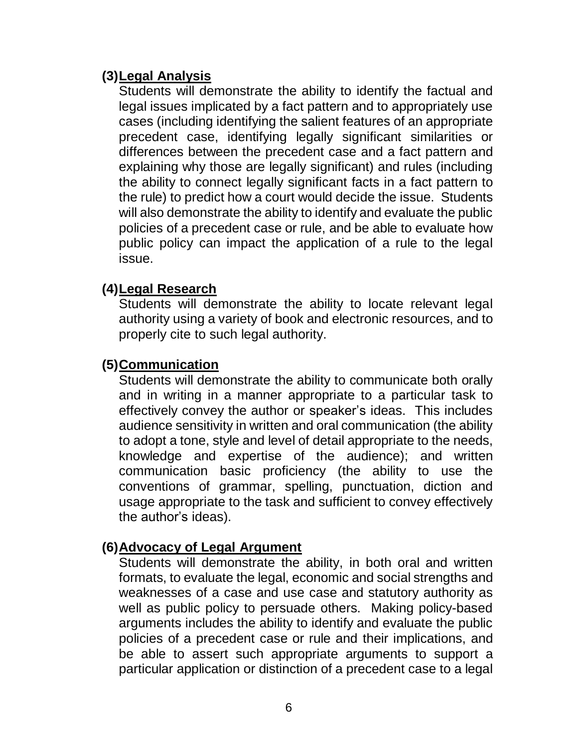**(3) Legal Analysis**

Students will demonstrate the ability to identify the factual and legal issues implicated by a fact pattern and to appropriately use cases (including identifying the salient features of an appropriate precedent case, identifying legally significant similarities or differences between the precedent case and a fact pattern and explaining why those are legally significant) and rules (including the ability to connect legally significant facts in a fact pattern to the rule) to predict how a court would decide the issue. Students will also demonstrate the ability to identify and evaluate the public policies of a precedent case or rule, and be able to evaluate how public policy can impact the application of a rule to the legal issue.

**(4) Legal Research**

Students will demonstrate the ability to locate relevant legal authority using a variety of book and electronic resources, and to properly cite to such legal authority.

**(5) Communication**

Students will demonstrate the ability to communicate both orally and in writing in a manner appropriate to a particular task to effectively convey the author or speaker's ideas. This includes audience sensitivity in written and oral communication (the ability to adopt a tone, style and level of detail appropriate to the needs, knowledge and expertise of the audience); and written communication basic proficiency (the ability to use the conventions of grammar, spelling, punctuation, diction and usage appropriate to the task and sufficient to convey effectively the author's ideas).

**(6) Advocacy of Legal Argument**

Students will demonstrate the ability, in both oral and written formats, to evaluate the legal, economic and social strengths and weaknesses of a case and use case and statutory authority as well as public policy to persuade others. Making policy-based arguments includes the ability to identify and evaluate the public policies of a precedent case or rule and their implications, and be able to assert such appropriate arguments to support a particular application or distinction of a precedent case to a legal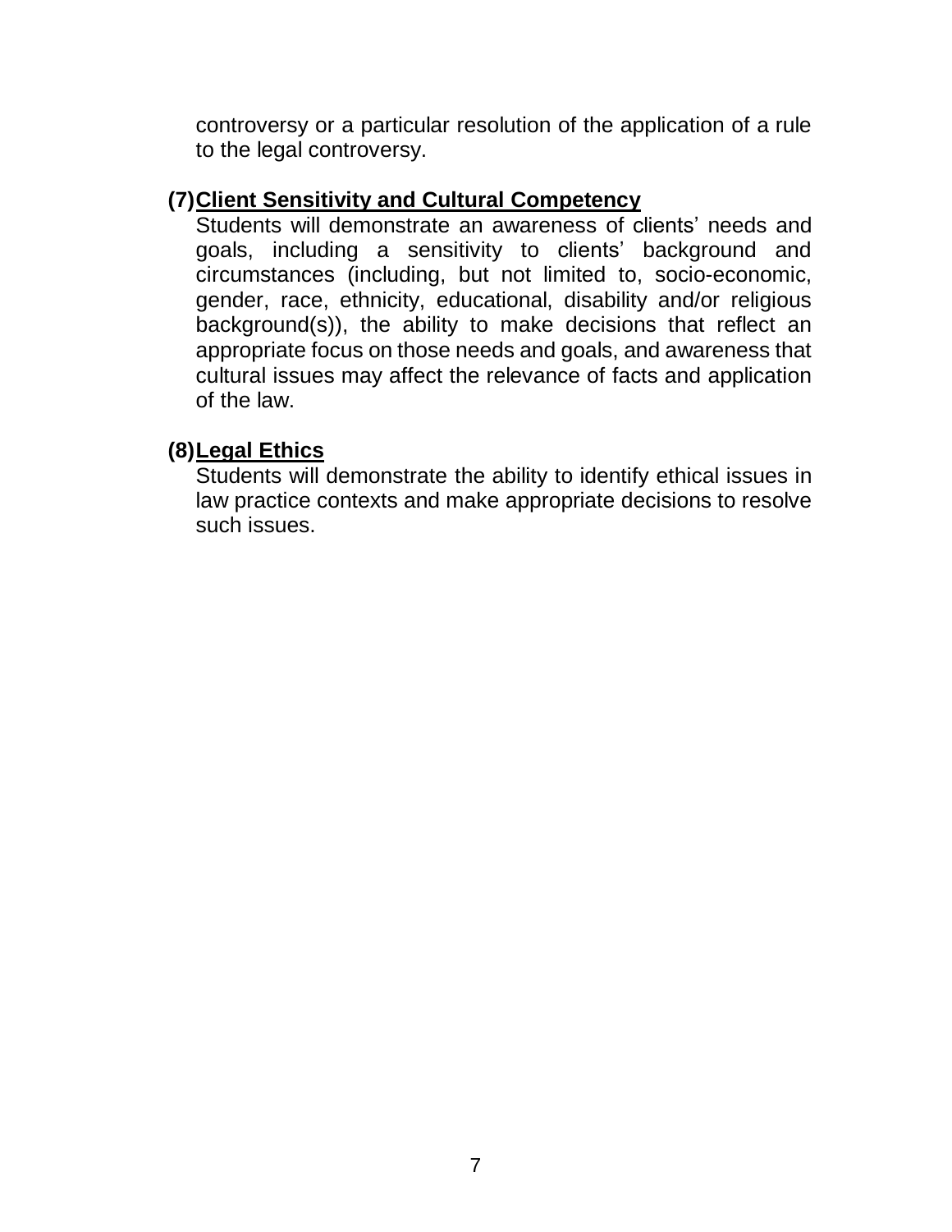controversy or a particular resolution of the application of a rule to the legal controversy.

**(7) Client Sensitivity and Cultural Competency**

Students will demonstrate an awareness of clients' needs and goals, including a sensitivity to clients' background and circumstances (including, but not limited to, socio-economic, gender, race, ethnicity, educational, disability and/or religious background(s)), the ability to make decisions that reflect an appropriate focus on those needs and goals, and awareness that cultural issues may affect the relevance of facts and application of the law.

**(8) Legal Ethics**

Students will demonstrate the ability to identify ethical issues in law practice contexts and make appropriate decisions to resolve such issues.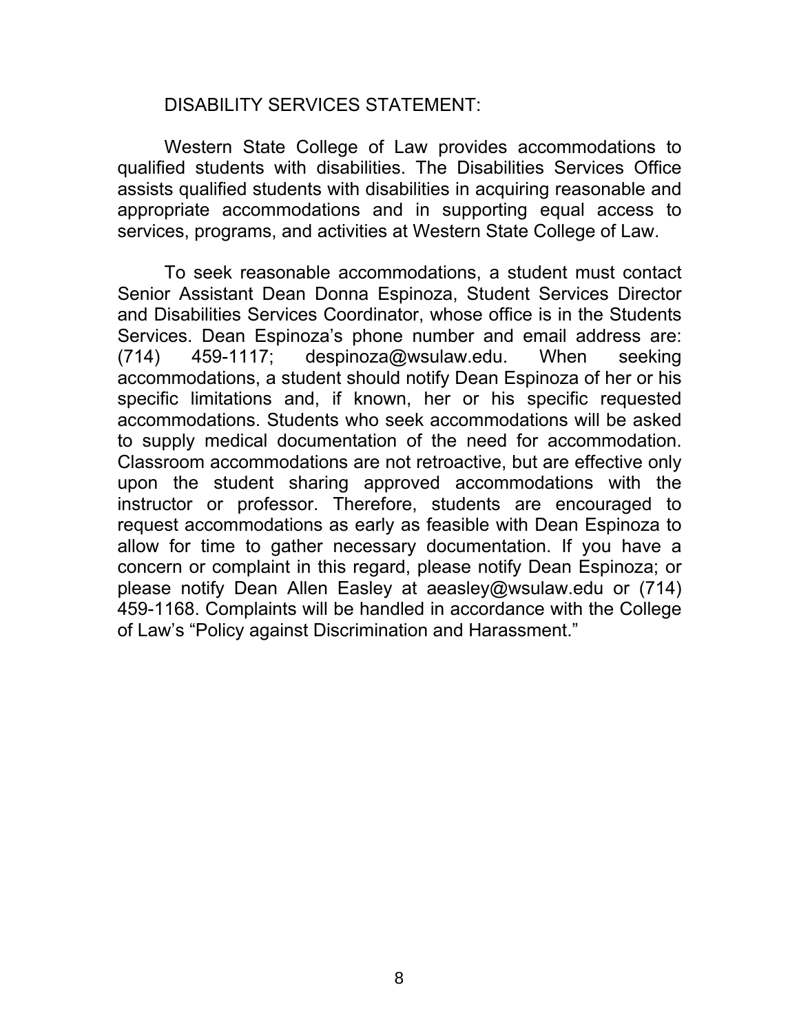DISABILITY SERVICES STATEMENT:

Western State College of Law provides accommodations to qualified students with disabilities. The Disabilities Services Office assists qualified students with disabilities in acquiring reasonable and appropriate accommodations and in supporting equal access to services, programs, and activities at Western State College of Law.

To seek reasonable accommodations, a student must contact Senior Assistant Dean Donna Espinoza, Student Services Director and Disabilities Services Coordinator, whose office is in the Students Services. Dean Espinoza's phone number and email address are: (714) 459-1117; despinoza@wsulaw.edu. When seeking accommodations, a student should notify Dean Espinoza of her or his specific limitations and, if known, her or his specific requested accommodations. Students who seek accommodations will be asked to supply medical documentation of the need for accommodation. Classroom accommodations are not retroactive, but are effective only upon the student sharing approved accommodations with the instructor or professor. Therefore, students are encouraged to request accommodations as early as feasible with Dean Espinoza to allow for time to gather necessary documentation. If you have a concern or complaint in this regard, please notify Dean Espinoza; or please notify Dean Allen Easley at aeasley@wsulaw.edu or (714) 459-1168. Complaints will be handled in accordance with the College of Law's "Policy against Discrimination and Harassment."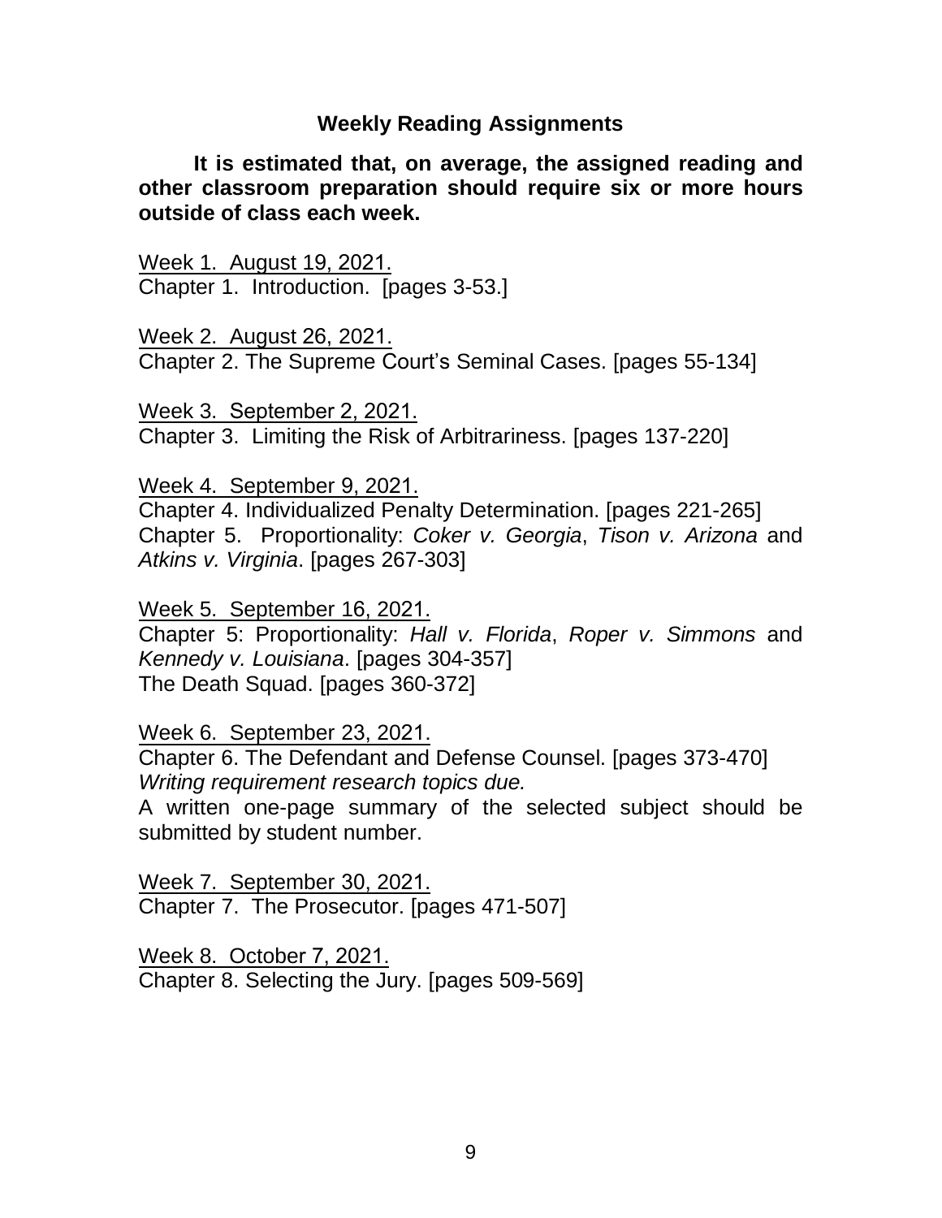## Weekly Reading Assignments

**It is estimated that, on average, the assigned reading and other classroom preparation should require six or more hours outside of class each week.**

Week 1. August 19, 2021.
Chapter 1. Introduction. [pages 3-53.]

Week 2. August 26, 2021.
Chapter 2. The Supreme Court's Seminal Cases. [pages 55-134]

Week 3. September 2, 2021.
Chapter 3. Limiting the Risk of Arbitrariness. [pages 137-220]

Week 4. September 9, 2021.
Chapter 4. Individualized Penalty Determination. [pages 221-265]
Chapter 5. Proportionality: *Coker v. Georgia*, *Tison v. Arizona* and *Atkins v. Virginia*. [pages 267-303]

Week 5. September 16, 2021.
Chapter 5: Proportionality: *Hall v. Florida*, *Roper v. Simmons* and *Kennedy v. Louisiana*. [pages 304-357]
The Death Squad. [pages 360-372]

Week 6. September 23, 2021.
Chapter 6. The Defendant and Defense Counsel. [pages 373-470]
*Writing requirement research topics due.*
A written one-page summary of the selected subject should be submitted by student number.

Week 7. September 30, 2021.
Chapter 7. The Prosecutor. [pages 471-507]

Week 8. October 7, 2021.
Chapter 8. Selecting the Jury. [pages 509-569]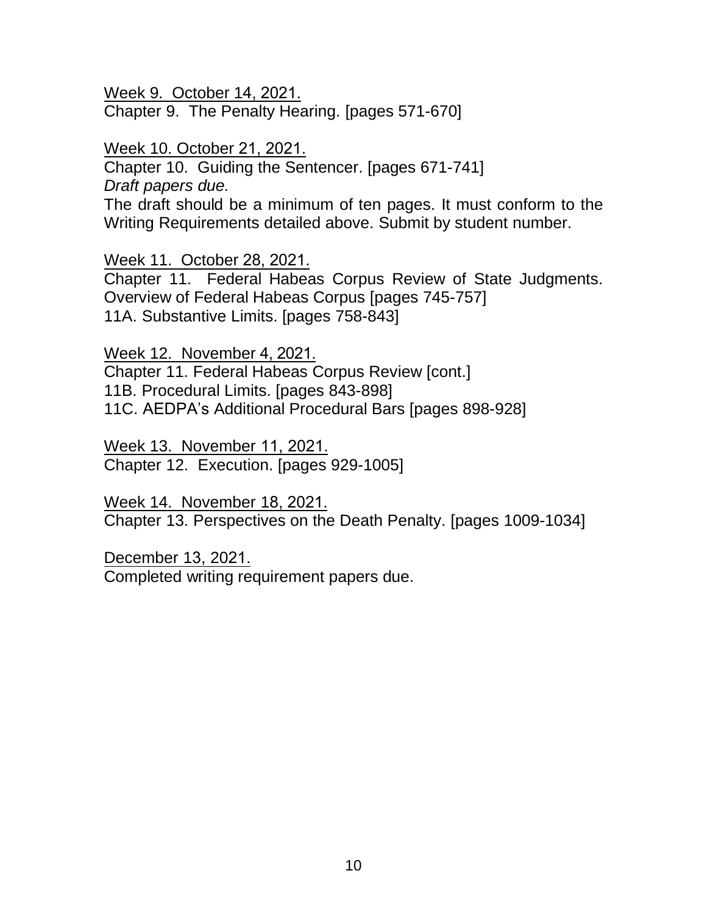<u>Week 9. October 14, 2021.</u>
Chapter 9. The Penalty Hearing. [pages 571-670]

<u>Week 10. October 21, 2021.</u>
Chapter 10. Guiding the Sentencer. [pages 671-741]
*Draft papers due.*
The draft should be a minimum of ten pages. It must conform to the Writing Requirements detailed above. Submit by student number.

<u>Week 11. October 28, 2021.</u>
Chapter 11. Federal Habeas Corpus Review of State Judgments. Overview of Federal Habeas Corpus [pages 745-757]
11A. Substantive Limits. [pages 758-843]

<u>Week 12. November 4, 2021.</u>
Chapter 11. Federal Habeas Corpus Review [cont.]
11B. Procedural Limits. [pages 843-898]
11C. AEDPA's Additional Procedural Bars [pages 898-928]

<u>Week 13. November 11, 2021.</u>
Chapter 12. Execution. [pages 929-1005]

<u>Week 14. November 18, 2021.</u>
Chapter 13. Perspectives on the Death Penalty. [pages 1009-1034]

<u>December 13, 2021.</u>
Completed writing requirement papers due.